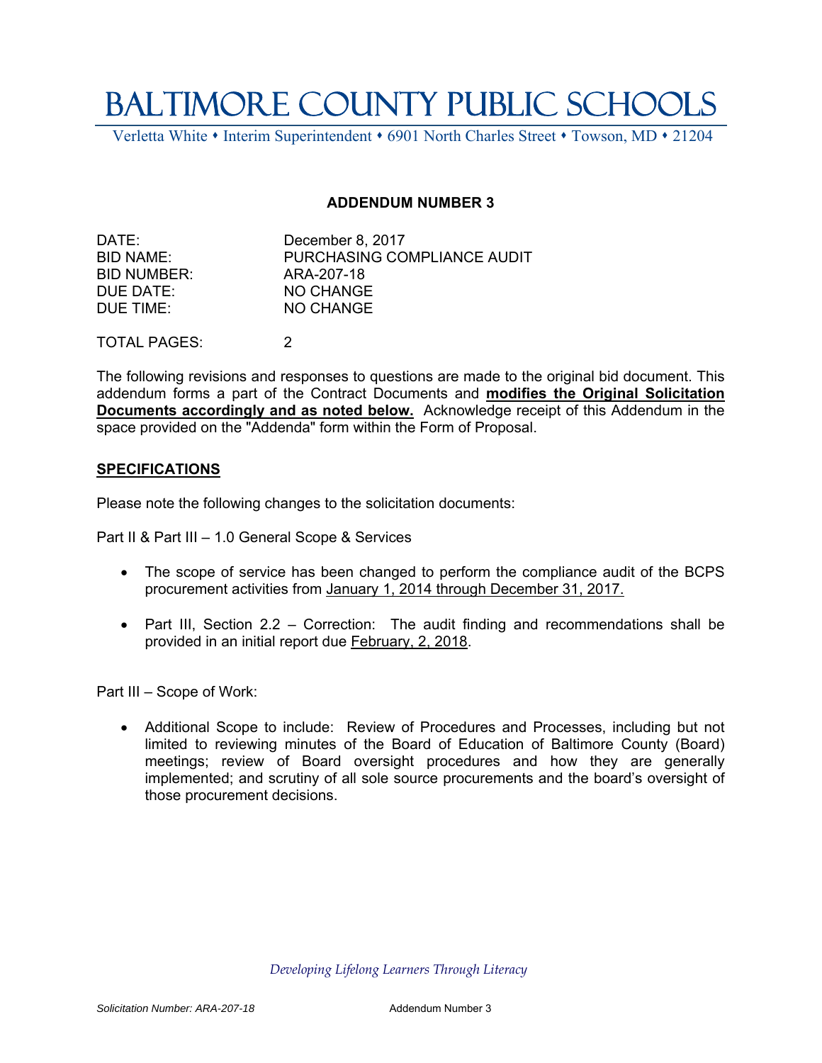# BALTIMORE COUNTY PUBLIC SCHOOLS

Verletta White • Interim Superintendent • 6901 North Charles Street • Towson, MD • 21204

## ADDENDUM NUMBER 3

DATE: December 8, 2017
BID NAME: PURCHASING COMPLIANCE AUDIT
BID NUMBER: ARA-207-18
DUE DATE: NO CHANGE
DUE TIME: NO CHANGE

TOTAL PAGES: 2

The following revisions and responses to questions are made to the original bid document. This addendum forms a part of the Contract Documents and **modifies the Original Solicitation Documents accordingly and as noted below.** Acknowledge receipt of this Addendum in the space provided on the "Addenda" form within the Form of Proposal.

### SPECIFICATIONS

Please note the following changes to the solicitation documents:

Part II & Part III – 1.0 General Scope & Services

- The scope of service has been changed to perform the compliance audit of the BCPS procurement activities from January 1, 2014 through December 31, 2017.
- Part III, Section 2.2 – Correction: The audit finding and recommendations shall be provided in an initial report due February, 2, 2018.

Part III – Scope of Work:

- Additional Scope to include: Review of Procedures and Processes, including but not limited to reviewing minutes of the Board of Education of Baltimore County (Board) meetings; review of Board oversight procedures and how they are generally implemented; and scrutiny of all sole source procurements and the board's oversight of those procurement decisions.

*Developing Lifelong Learners Through Literacy*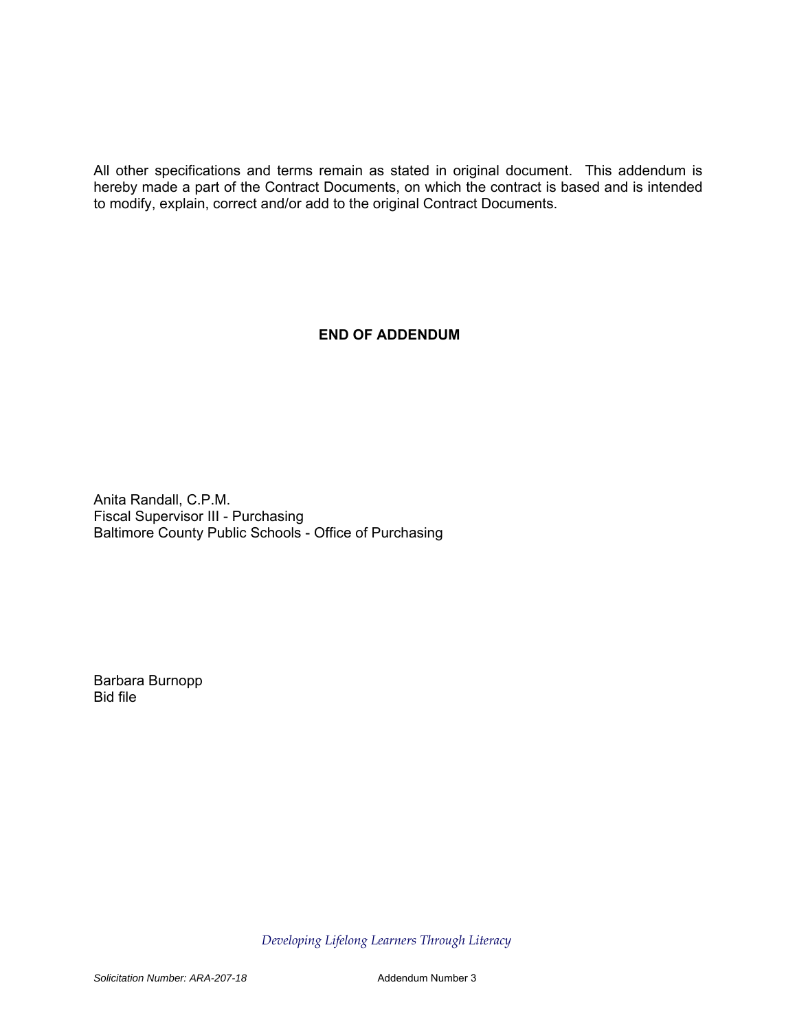All other specifications and terms remain as stated in original document. This addendum is hereby made a part of the Contract Documents, on which the contract is based and is intended to modify, explain, correct and/or add to the original Contract Documents.

**END OF ADDENDUM**

Anita Randall, C.P.M.
Fiscal Supervisor III - Purchasing
Baltimore County Public Schools - Office of Purchasing

Barbara Burnopp
Bid file

*Developing Lifelong Learners Through Literacy*